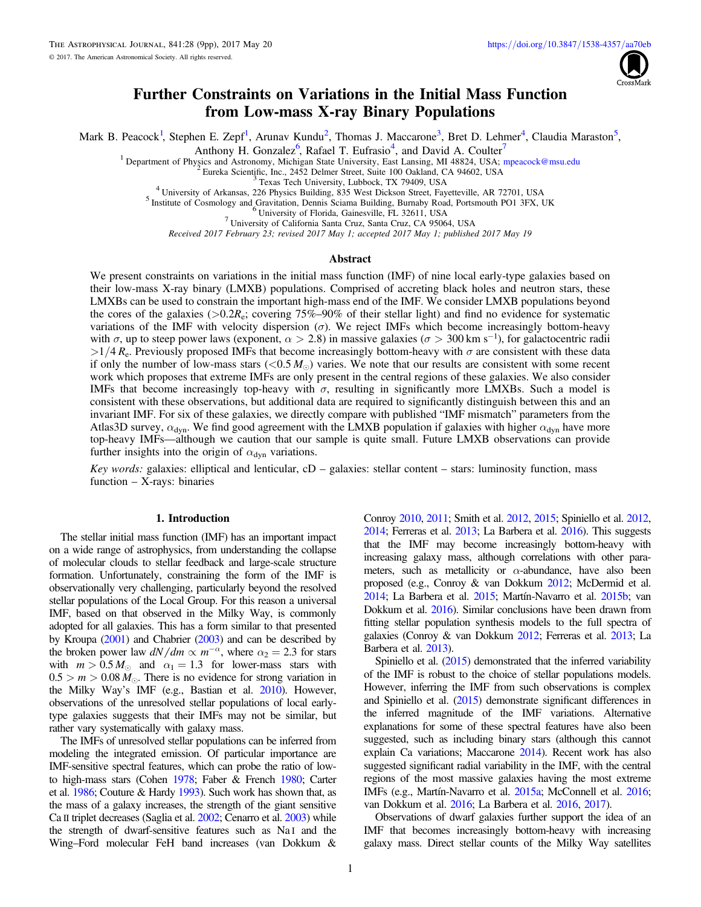# Further Constraints on Variations in the Initial Mass Function from Low-mass X-ray Binary Populations

Mark B. Peacock[1], Stephen E. Zepf[1], Arunav Kundu[2], Thomas J. Maccarone[3], Bret D. Lehmer[4], Claudia Maraston[5], Anthony H. Gonzalez[6], Rafael T. Eufrasio[4], and David A. Coulter[7]

[1] Department of Physics and Astronomy, Michigan State University, East Lansing, MI 48824, USA; mpeacock@msu.edu
[2] Eureka Scientific, Inc., 2452 Delmer Street, Suite 100 Oakland, CA 94602, USA
[3] Texas Tech University, Lubbock, TX 79409, USA
[4] University of Arkansas, 226 Physics Building, 835 West Dickson Street, Fayetteville, AR 72701, USA
[5] Institute of Cosmology and Gravitation, Dennis Sciama Building, Burnaby Road, Portsmouth PO1 3FX, UK
[6] University of Florida, Gainesville, FL 32611, USA
[7] University of California Santa Cruz, Santa Cruz, CA 95064, USA

*Received 2017 February 23; revised 2017 May 1; accepted 2017 May 1; published 2017 May 19*

## Abstract

We present constraints on variations in the initial mass function (IMF) of nine local early-type galaxies based on their low-mass X-ray binary (LMXB) populations. Comprised of accreting black holes and neutron stars, these LMXBs can be used to constrain the important high-mass end of the IMF. We consider LMXB populations beyond the cores of the galaxies ($>0.2R_{\rm e}$; covering 75%–90% of their stellar light) and find no evidence for systematic variations of the IMF with velocity dispersion ($\sigma$). We reject IMFs which become increasingly bottom-heavy with $\sigma$, up to steep power laws (exponent, $\alpha > 2.8$) in massive galaxies ($\sigma > 300\,{\rm km\,s^{-1}}$), for galactocentric radii $>1/4\,R_{\rm e}$. Previously proposed IMFs that become increasingly bottom-heavy with $\sigma$ are consistent with these data if only the number of low-mass stars ($<0.5\,M_{\odot}$) varies. We note that our results are consistent with some recent work which proposes that extreme IMFs are only present in the central regions of these galaxies. We also consider IMFs that become increasingly top-heavy with $\sigma$, resulting in significantly more LMXBs. Such a model is consistent with these observations, but additional data are required to significantly distinguish between this and an invariant IMF. For six of these galaxies, we directly compare with published "IMF mismatch" parameters from the Atlas3D survey, $\alpha_{\rm dyn}$. We find good agreement with the LMXB population if galaxies with higher $\alpha_{\rm dyn}$ have more top-heavy IMFs—although we caution that our sample is quite small. Future LMXB observations can provide further insights into the origin of $\alpha_{\rm dyn}$ variations.

*Key words:* galaxies: elliptical and lenticular, cD – galaxies: stellar content – stars: luminosity function, mass function – X-rays: binaries

## 1. Introduction

The stellar initial mass function (IMF) has an important impact on a wide range of astrophysics, from understanding the collapse of molecular clouds to stellar feedback and large-scale structure formation. Unfortunately, constraining the form of the IMF is observationally very challenging, particularly beyond the resolved stellar populations of the Local Group. For this reason a universal IMF, based on that observed in the Milky Way, is commonly adopted for all galaxies. This has a form similar to that presented by Kroupa (2001) and Chabrier (2003) and can be described by the broken power law $dN/dm \propto m^{-\alpha}$, where $\alpha_2 = 2.3$ for stars with $m > 0.5\,M_{\odot}$ and $\alpha_1 = 1.3$ for lower-mass stars with $0.5 > m > 0.08\,M_{\odot}$. There is no evidence for strong variation in the Milky Way's IMF (e.g., Bastian et al. 2010). However, observations of the unresolved stellar populations of local early-type galaxies suggests that their IMFs may not be similar, but rather vary systematically with galaxy mass.

The IMFs of unresolved stellar populations can be inferred from modeling the integrated emission. Of particular importance are IMF-sensitive spectral features, which can probe the ratio of low- to high-mass stars (Cohen 1978; Faber & French 1980; Carter et al. 1986; Couture & Hardy 1993). Such work has shown that, as the mass of a galaxy increases, the strength of the giant sensitive Ca II triplet decreases (Saglia et al. 2002; Cenarro et al. 2003) while the strength of dwarf-sensitive features such as Na I and the Wing–Ford molecular FeH band increases (van Dokkum & Conroy 2010, 2011; Smith et al. 2012, 2015; Spiniello et al. 2012, 2014; Ferreras et al. 2013; La Barbera et al. 2016). This suggests that the IMF may become increasingly bottom-heavy with increasing galaxy mass, although correlations with other parameters, such as metallicity or $\alpha$-abundance, have also been proposed (e.g., Conroy & van Dokkum 2012; McDermid et al. 2014; La Barbera et al. 2015; Martín-Navarro et al. 2015b; van Dokkum et al. 2016). Similar conclusions have been drawn from fitting stellar population synthesis models to the full spectra of galaxies (Conroy & van Dokkum 2012; Ferreras et al. 2013; La Barbera et al. 2013).

Spiniello et al. (2015) demonstrated that the inferred variability of the IMF is robust to the choice of stellar populations models. However, inferring the IMF from such observations is complex and Spiniello et al. (2015) demonstrate significant differences in the inferred magnitude of the IMF variations. Alternative explanations for some of these spectral features have also been suggested, such as including binary stars (although this cannot explain Ca variations; Maccarone 2014). Recent work has also suggested significant radial variability in the IMF, with the central regions of the most massive galaxies having the most extreme IMFs (e.g., Martín-Navarro et al. 2015a; McConnell et al. 2016; van Dokkum et al. 2016; La Barbera et al. 2016, 2017).

Observations of dwarf galaxies further support the idea of an IMF that becomes increasingly bottom-heavy with increasing galaxy mass. Direct stellar counts of the Milky Way satellites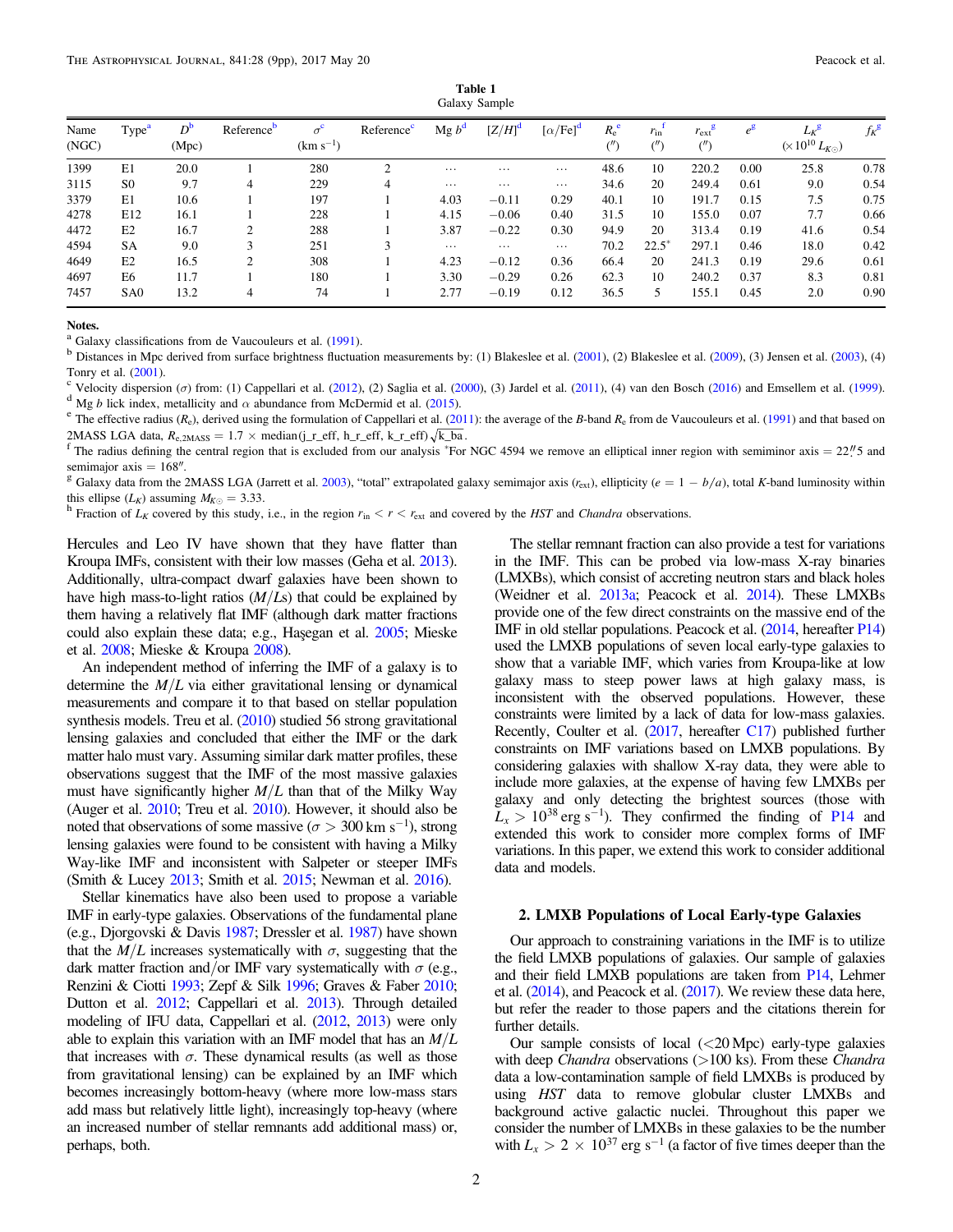**Table 1**
Galaxy Sample

| Name (NGC) | Type[a] | $D$[b] (Mpc) | Reference[b] | $\sigma$[c] (km $s^{-1}$) | Reference[c] | Mg $b$[d] | $[Z/H]$[d] | $[\alpha/Fe]$[d] | $R_e$[e] ($''$) | $r_{in}$[f] ($''$) | $r_{ext}$[g] ($''$) | $e$[g] | $L_K$[g] ($\times 10^{10} L_{K\odot}$) | $f_K$[g] |
|---|---|---|---|---|---|---|---|---|---|---|---|---|---|---|
| 1399 | E1 | 20.0 | 1 | 280 | 2 | ... | ... | ... | 48.6 | 10 | 220.2 | 0.00 | 25.8 | 0.78 |
| 3115 | S0 | 9.7 | 4 | 229 | 4 | ... | ... | ... | 34.6 | 20 | 249.4 | 0.61 | 9.0 | 0.54 |
| 3379 | E1 | 10.6 | 1 | 197 | 1 | 4.03 | −0.11 | 0.29 | 40.1 | 10 | 191.7 | 0.15 | 7.5 | 0.75 |
| 4278 | E12 | 16.1 | 1 | 228 | 1 | 4.15 | −0.06 | 0.40 | 31.5 | 10 | 155.0 | 0.07 | 7.7 | 0.66 |
| 4472 | E2 | 16.7 | 2 | 288 | 1 | 3.87 | −0.22 | 0.30 | 94.9 | 20 | 313.4 | 0.19 | 41.6 | 0.54 |
| 4594 | SA | 9.0 | 3 | 251 | 3 | ... | ... | ... | 70.2 | 22.5* | 297.1 | 0.46 | 18.0 | 0.42 |
| 4649 | E2 | 16.5 | 2 | 308 | 1 | 4.23 | −0.12 | 0.36 | 66.4 | 20 | 241.3 | 0.19 | 29.6 | 0.61 |
| 4697 | E6 | 11.7 | 1 | 180 | 1 | 3.30 | −0.29 | 0.26 | 62.3 | 10 | 240.2 | 0.37 | 8.3 | 0.81 |
| 7457 | SA0 | 13.2 | 4 | 74 | 1 | 2.77 | −0.19 | 0.12 | 36.5 | 5 | 155.1 | 0.45 | 2.0 | 0.90 |

**Notes.**
[a] Galaxy classifications from de Vaucouleurs et al. (1991).
[b] Distances in Mpc derived from surface brightness fluctuation measurements by: (1) Blakeslee et al. (2001), (2) Blakeslee et al. (2009), (3) Jensen et al. (2003), (4) Tonry et al. (2001).
[c] Velocity dispersion ($\sigma$) from: (1) Cappellari et al. (2012), (2) Saglia et al. (2000), (3) Jardel et al. (2011), (4) van den Bosch (2016) and Emsellem et al. (1999).
[d] Mg $b$ lick index, metallicity and $\alpha$ abundance from McDermid et al. (2015).
[e] The effective radius ($R_e$), derived using the formulation of Cappellari et al. (2011): the average of the $B$-band $R_e$ from de Vaucouleurs et al. (1991) and that based on 2MASS LGA data, $R_{e,2MASS} = 1.7 \times \text{median(j\_r\_eff, h\_r\_eff, k\_r\_eff)}\sqrt{\text{k\_ba}}$.
[f] The radius defining the central region that is excluded from our analysis *For NGC 4594 we remove an elliptical inner region with semiminor axis = 22."5 and semimajor axis = 168".
[g] Galaxy data from the 2MASS LGA (Jarrett et al. 2003), "total" extrapolated galaxy semimajor axis ($r_{ext}$), ellipticity ($e = 1 - b/a$), total $K$-band luminosity within this ellipse ($L_K$) assuming $M_{K\odot} = 3.33$.
[h] Fraction of $L_K$ covered by this study, i.e., in the region $r_{in} < r < r_{ext}$ and covered by the *HST* and *Chandra* observations.

Hercules and Leo IV have shown that they have flatter than Kroupa IMFs, consistent with their low masses (Geha et al. 2013). Additionally, ultra-compact dwarf galaxies have been shown to have high mass-to-light ratios ($M/Ls$) that could be explained by them having a relatively flat IMF (although dark matter fractions could also explain these data; e.g., Haşegan et al. 2005; Mieske et al. 2008; Mieske & Kroupa 2008).

An independent method of inferring the IMF of a galaxy is to determine the $M/L$ via either gravitational lensing or dynamical measurements and compare it to that based on stellar population synthesis models. Treu et al. (2010) studied 56 strong gravitational lensing galaxies and concluded that either the IMF or the dark matter halo must vary. Assuming similar dark matter profiles, these observations suggest that the IMF of the most massive galaxies must have significantly higher $M/L$ than that of the Milky Way (Auger et al. 2010; Treu et al. 2010). However, it should also be noted that observations of some massive ($\sigma > 300$ km $s^{-1}$), strong lensing galaxies were found to be consistent with having a Milky Way-like IMF and inconsistent with Salpeter or steeper IMFs (Smith & Lucey 2013; Smith et al. 2015; Newman et al. 2016).

Stellar kinematics have also been used to propose a variable IMF in early-type galaxies. Observations of the fundamental plane (e.g., Djorgovski & Davis 1987; Dressler et al. 1987) have shown that the $M/L$ increases systematically with $\sigma$, suggesting that the dark matter fraction and/or IMF vary systematically with $\sigma$ (e.g., Renzini & Ciotti 1993; Zepf & Silk 1996; Graves & Faber 2010; Dutton et al. 2012; Cappellari et al. 2013). Through detailed modeling of IFU data, Cappellari et al. (2012, 2013) were only able to explain this variation with an IMF model that has an $M/L$ that increases with $\sigma$. These dynamical results (as well as those from gravitational lensing) can be explained by an IMF which becomes increasingly bottom-heavy (where more low-mass stars add mass but relatively little light), increasingly top-heavy (where an increased number of stellar remnants add additional mass) or, perhaps, both.

The stellar remnant fraction can also provide a test for variations in the IMF. This can be probed via low-mass X-ray binaries (LMXBs), which consist of accreting neutron stars and black holes (Weidner et al. 2013a; Peacock et al. 2014). These LMXBs provide one of the few direct constraints on the massive end of the IMF in old stellar populations. Peacock et al. (2014, hereafter P14) used the LMXB populations of seven local early-type galaxies to show that a variable IMF, which varies from Kroupa-like at low galaxy mass to steep power laws at high galaxy mass, is inconsistent with the observed populations. However, these constraints were limited by a lack of data for low-mass galaxies. Recently, Coulter et al. (2017, hereafter C17) published further constraints on IMF variations based on LMXB populations. By considering galaxies with shallow X-ray data, they were able to include more galaxies, at the expense of having few LMXBs per galaxy and only detecting the brightest sources (those with $L_x > 10^{38}$ erg $s^{-1}$). They confirmed the finding of P14 and extended this work to consider more complex forms of IMF variations. In this paper, we extend this work to consider additional data and models.

## 2. LMXB Populations of Local Early-type Galaxies

Our approach to constraining variations in the IMF is to utilize the field LMXB populations of galaxies. Our sample of galaxies and their field LMXB populations are taken from P14, Lehmer et al. (2014), and Peacock et al. (2017). We review these data here, but refer the reader to those papers and the citations therein for further details.

Our sample consists of local (<20 Mpc) early-type galaxies with deep *Chandra* observations (>100 ks). From these *Chandra* data a low-contamination sample of field LMXBs is produced by using *HST* data to remove globular cluster LMXBs and background active galactic nuclei. Throughout this paper we consider the number of LMXBs in these galaxies to be the number with $L_x > 2 \times 10^{37}$ erg $s^{-1}$ (a factor of five times deeper than the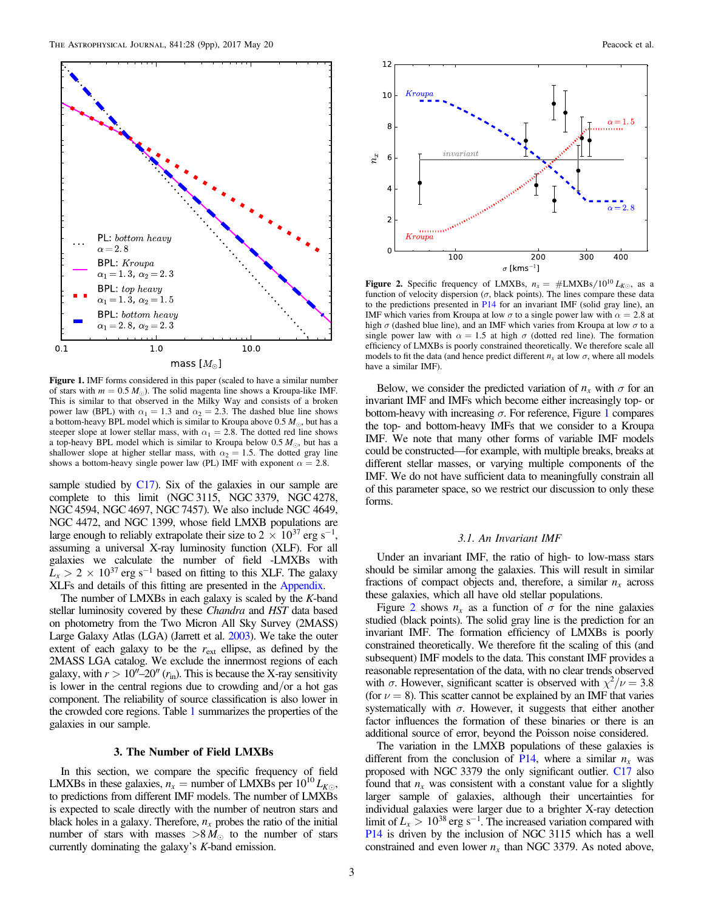**Figure 1.** IMF forms considered in this paper (scaled to have a similar number of stars with $m = 0.5\, M_{\odot}$). The solid magenta line shows a Kroupa-like IMF. This is similar to that observed in the Milky Way and consists of a broken power law (BPL) with $\alpha_1 = 1.3$ and $\alpha_2 = 2.3$. The dashed blue line shows a bottom-heavy BPL model which is similar to Kroupa above $0.5\, M_{\odot}$, but has a steeper slope at lower stellar mass, with $\alpha_1 = 2.8$. The dotted red line shows a top-heavy BPL model which is similar to Kroupa below $0.5\, M_{\odot}$, but has a shallower slope at higher stellar mass, with $\alpha_2 = 1.5$. The dotted gray line shows a bottom-heavy single power law (PL) IMF with exponent $\alpha = 2.8$.

sample studied by C17). Six of the galaxies in our sample are complete to this limit (NGC 3115, NGC 3379, NGC 4278, NGC 4594, NGC 4697, NGC 7457). We also include NGC 4649, NGC 4472, and NGC 1399, whose field LMXB populations are large enough to reliably extrapolate their size to $2 \times 10^{37}$ erg s$^{-1}$, assuming a universal X-ray luminosity function (XLF). For all galaxies we calculate the number of field -LMXBs with $L_x > 2 \times 10^{37}$ erg s$^{-1}$ based on fitting to this XLF. The galaxy XLFs and details of this fitting are presented in the Appendix.

The number of LMXBs in each galaxy is scaled by the *K*-band stellar luminosity covered by these *Chandra* and *HST* data based on photometry from the Two Micron All Sky Survey (2MASS) Large Galaxy Atlas (LGA) (Jarrett et al. 2003). We take the outer extent of each galaxy to be the $r_{\rm ext}$ ellipse, as defined by the 2MASS LGA catalog. We exclude the innermost regions of each galaxy, with $r > 10''$–$20''$ ($r_{\rm in}$). This is because the X-ray sensitivity is lower in the central regions due to crowding and/or a hot gas component. The reliability of source classification is also lower in the crowded core regions. Table 1 summarizes the properties of the galaxies in our sample.

## 3. The Number of Field LMXBs

In this section, we compare the specific frequency of field LMXBs in these galaxies, $n_x$ = number of LMXBs per $10^{10}\, L_{K\odot}$, to predictions from different IMF models. The number of LMXBs is expected to scale directly with the number of neutron stars and black holes in a galaxy. Therefore, $n_x$ probes the ratio of the initial number of stars with masses $>8\, M_{\odot}$ to the number of stars currently dominating the galaxy's *K*-band emission.

**Figure 2.** Specific frequency of LMXBs, $n_x$ = #LMXBs/$10^{10}\, L_{K\odot}$, as a function of velocity dispersion ($\sigma$, black points). The lines compare these data to the predictions presented in P14 for an invariant IMF (solid gray line), an IMF which varies from Kroupa at low $\sigma$ to a single power law with $\alpha = 2.8$ at high $\sigma$ (dashed blue line), and an IMF which varies from Kroupa at low $\sigma$ to a single power law with $\alpha = 1.5$ at high $\sigma$ (dotted red line). The formation efficiency of LMXBs is poorly constrained theoretically. We therefore scale all models to fit the data (and hence predict different $n_x$ at low $\sigma$, where all models have a similar IMF).

Below, we consider the predicted variation of $n_x$ with $\sigma$ for an invariant IMF and IMFs which become either increasingly top- or bottom-heavy with increasing $\sigma$. For reference, Figure 1 compares the top- and bottom-heavy IMFs that we consider to a Kroupa IMF. We note that many other forms of variable IMF models could be constructed—for example, with multiple breaks, breaks at different stellar masses, or varying multiple components of the IMF. We do not have sufficient data to meaningfully constrain all of this parameter space, so we restrict our discussion to only these forms.

### 3.1. An Invariant IMF

Under an invariant IMF, the ratio of high- to low-mass stars should be similar among the galaxies. This will result in similar fractions of compact objects and, therefore, a similar $n_x$ across these galaxies, which all have old stellar populations.

Figure 2 shows $n_x$ as a function of $\sigma$ for the nine galaxies studied (black points). The solid gray line is the prediction for an invariant IMF. The formation efficiency of LMXBs is poorly constrained theoretically. We therefore fit the scaling of this (and subsequent) IMF models to the data. This constant IMF provides a reasonable representation of the data, with no clear trends observed with $\sigma$. However, significant scatter is observed with $\chi^2/\nu = 3.8$ (for $\nu = 8$). This scatter cannot be explained by an IMF that varies systematically with $\sigma$. However, it suggests that either another factor influences the formation of these binaries or there is an additional source of error, beyond the Poisson noise considered.

The variation in the LMXB populations of these galaxies is different from the conclusion of P14, where a similar $n_x$ was proposed with NGC 3379 the only significant outlier. C17 also found that $n_x$ was consistent with a constant value for a slightly larger sample of galaxies, although their uncertainties for individual galaxies were larger due to a brighter X-ray detection limit of $L_x > 10^{38}$ erg s$^{-1}$. The increased variation compared with P14 is driven by the inclusion of NGC 3115 which has a well constrained and even lower $n_x$ than NGC 3379. As noted above,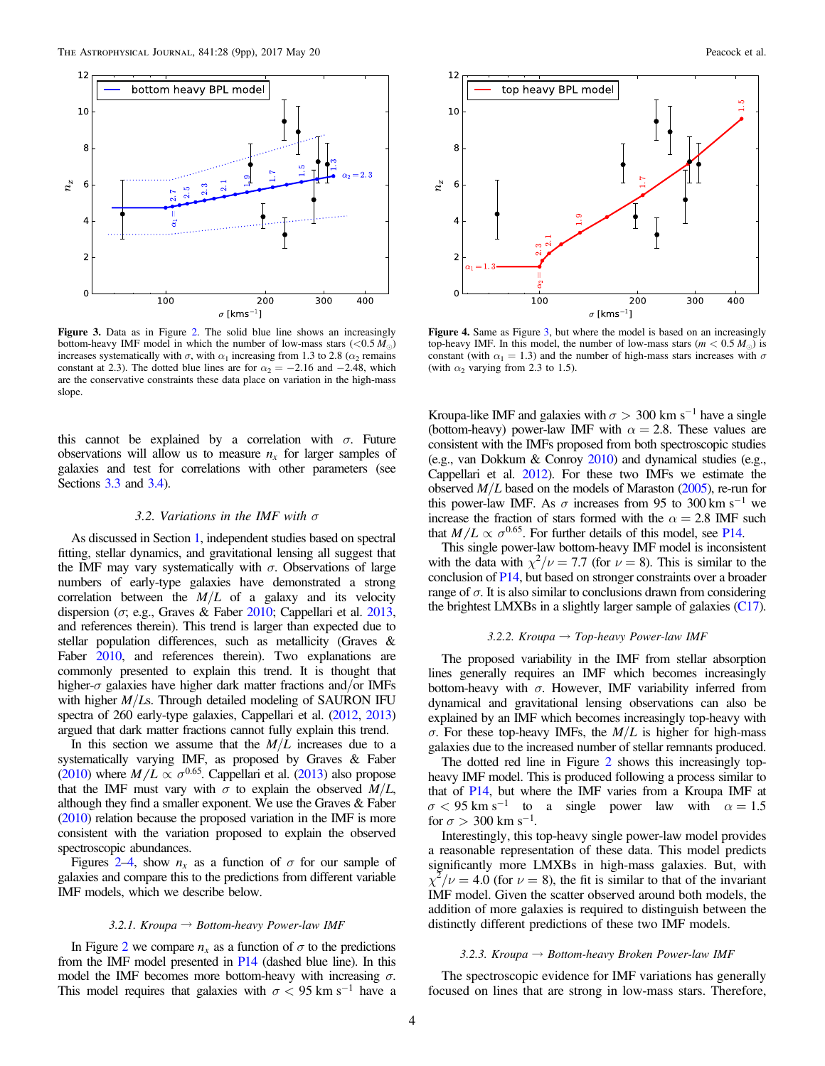**Figure 3.** Data as in Figure 2. The solid blue line shows an increasingly bottom-heavy IMF model in which the number of low-mass stars ($<0.5\,M_{\odot}$) increases systematically with $\sigma$, with $\alpha_1$ increasing from 1.3 to 2.8 ($\alpha_2$ remains constant at 2.3). The dotted blue lines are for $\alpha_2 = -2.16$ and $-2.48$, which are the conservative constraints these data place on variation in the high-mass slope.

**Figure 4.** Same as Figure 3, but where the model is based on an increasingly top-heavy IMF. In this model, the number of low-mass stars ($m < 0.5\,M_{\odot}$) is constant (with $\alpha_1 = 1.3$) and the number of high-mass stars increases with $\sigma$ (with $\alpha_2$ varying from 2.3 to 1.5).

this cannot be explained by a correlation with $\sigma$. Future observations will allow us to measure $n_x$ for larger samples of galaxies and test for correlations with other parameters (see Sections 3.3 and 3.4).

### 3.2. Variations in the IMF with $\sigma$

As discussed in Section 1, independent studies based on spectral fitting, stellar dynamics, and gravitational lensing all suggest that the IMF may vary systematically with $\sigma$. Observations of large numbers of early-type galaxies have demonstrated a strong correlation between the $M/L$ of a galaxy and its velocity dispersion ($\sigma$; e.g., Graves & Faber 2010; Cappellari et al. 2013, and references therein). This trend is larger than expected due to stellar population differences, such as metallicity (Graves & Faber 2010, and references therein). Two explanations are commonly presented to explain this trend. It is thought that higher-$\sigma$ galaxies have higher dark matter fractions and/or IMFs with higher $M/L$s. Through detailed modeling of SAURON IFU spectra of 260 early-type galaxies, Cappellari et al. (2012, 2013) argued that dark matter fractions cannot fully explain this trend.

In this section we assume that the $M/L$ increases due to a systematically varying IMF, as proposed by Graves & Faber (2010) where $M/L \propto \sigma^{0.65}$. Cappellari et al. (2013) also propose that the IMF must vary with $\sigma$ to explain the observed $M/L$, although they find a smaller exponent. We use the Graves & Faber (2010) relation because the proposed variation in the IMF is more consistent with the variation proposed to explain the observed spectroscopic abundances.

Figures 2–4, show $n_x$ as a function of $\sigma$ for our sample of galaxies and compare this to the predictions from different variable IMF models, which we describe below.

#### 3.2.1. Kroupa → Bottom-heavy Power-law IMF

In Figure 2 we compare $n_x$ as a function of $\sigma$ to the predictions from the IMF model presented in P14 (dashed blue line). In this model the IMF becomes more bottom-heavy with increasing $\sigma$. This model requires that galaxies with $\sigma < 95$ km s$^{-1}$ have a Kroupa-like IMF and galaxies with $\sigma > 300$ km s$^{-1}$ have a single (bottom-heavy) power-law IMF with $\alpha = 2.8$. These values are consistent with the IMFs proposed from both spectroscopic studies (e.g., van Dokkum & Conroy 2010) and dynamical studies (e.g., Cappellari et al. 2012). For these two IMFs we estimate the observed $M/L$ based on the models of Maraston (2005), re-run for this power-law IMF. As $\sigma$ increases from 95 to 300 km s$^{-1}$ we increase the fraction of stars formed with the $\alpha = 2.8$ IMF such that $M/L \propto \sigma^{0.65}$. For further details of this model, see P14.

This single power-law bottom-heavy IMF model is inconsistent with the data with $\chi^2/\nu = 7.7$ (for $\nu = 8$). This is similar to the conclusion of P14, but based on stronger constraints over a broader range of $\sigma$. It is also similar to conclusions drawn from considering the brightest LMXBs in a slightly larger sample of galaxies (C17).

#### 3.2.2. Kroupa → Top-heavy Power-law IMF

The proposed variability in the IMF from stellar absorption lines generally requires an IMF which becomes increasingly bottom-heavy with $\sigma$. However, IMF variability inferred from dynamical and gravitational lensing observations can also be explained by an IMF which becomes increasingly top-heavy with $\sigma$. For these top-heavy IMFs, the $M/L$ is higher for high-mass galaxies due to the increased number of stellar remnants produced.

The dotted red line in Figure 2 shows this increasingly top-heavy IMF model. This is produced following a process similar to that of P14, but where the IMF varies from a Kroupa IMF at $\sigma < 95$ km s$^{-1}$ to a single power law with $\alpha = 1.5$ for $\sigma > 300$ km s$^{-1}$.

Interestingly, this top-heavy single power-law model provides a reasonable representation of these data. This model predicts significantly more LMXBs in high-mass galaxies. But, with $\chi^2/\nu = 4.0$ (for $\nu = 8$), the fit is similar to that of the invariant IMF model. Given the scatter observed around both models, the addition of more galaxies is required to distinguish between the distinctly different predictions of these two IMF models.

#### 3.2.3. Kroupa → Bottom-heavy Broken Power-law IMF

The spectroscopic evidence for IMF variations has generally focused on lines that are strong in low-mass stars. Therefore,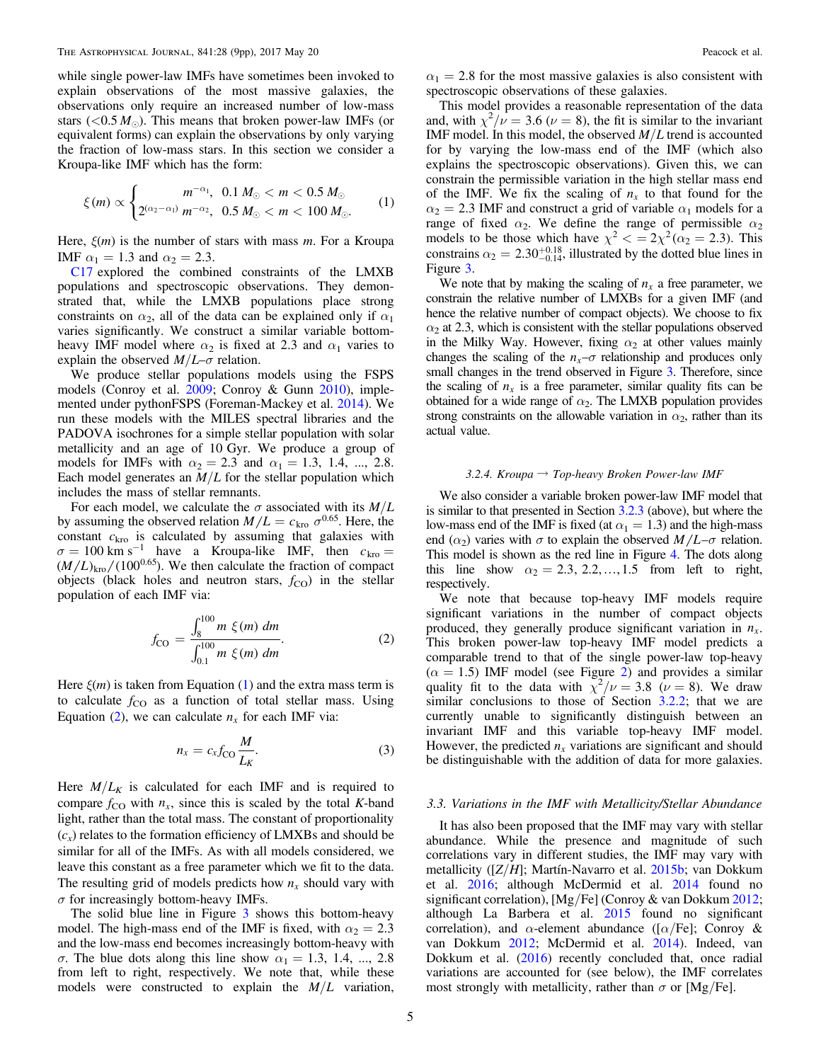while single power-law IMFs have sometimes been invoked to explain observations of the most massive galaxies, the observations only require an increased number of low-mass stars ($<0.5\,M_{\odot}$). This means that broken power-law IMFs (or equivalent forms) can explain the observations by only varying the fraction of low-mass stars. In this section we consider a Kroupa-like IMF which has the form:

$$\xi(m) \propto \begin{cases} m^{-\alpha_1}, & 0.1\,M_{\odot} < m < 0.5\,M_{\odot} \\ 2^{(\alpha_2 - \alpha_1)}\, m^{-\alpha_2}, & 0.5\,M_{\odot} < m < 100\,M_{\odot}. \end{cases} \quad (1)$$

Here, $\xi(m)$ is the number of stars with mass $m$. For a Kroupa IMF $\alpha_1 = 1.3$ and $\alpha_2 = 2.3$.

C17 explored the combined constraints of the LMXB populations and spectroscopic observations. They demonstrated that, while the LMXB populations place strong constraints on $\alpha_2$, all of the data can be explained only if $\alpha_1$ varies significantly. We construct a similar variable bottom-heavy IMF model where $\alpha_2$ is fixed at 2.3 and $\alpha_1$ varies to explain the observed $M/L$–$\sigma$ relation.

We produce stellar populations models using the FSPS models (Conroy et al. 2009; Conroy & Gunn 2010), implemented under pythonFSPS (Foreman-Mackey et al. 2014). We run these models with the MILES spectral libraries and the PADOVA isochrones for a simple stellar population with solar metallicity and an age of 10 Gyr. We produce a group of models for IMFs with $\alpha_2 = 2.3$ and $\alpha_1 = 1.3$, 1.4, ..., 2.8. Each model generates an $M/L$ for the stellar population which includes the mass of stellar remnants.

For each model, we calculate the $\sigma$ associated with its $M/L$ by assuming the observed relation $M/L = c_{\rm kro}\,\sigma^{0.65}$. Here, the constant $c_{\rm kro}$ is calculated by assuming that galaxies with $\sigma = 100$ km s$^{-1}$ have a Kroupa-like IMF, then $c_{\rm kro} = (M/L)_{\rm kro}/(100^{0.65})$. We then calculate the fraction of compact objects (black holes and neutron stars, $f_{\rm CO}$) in the stellar population of each IMF via:

$$f_{\rm CO} = \frac{\int_{8}^{100} m\ \xi(m)\ dm}{\int_{0.1}^{100} m\ \xi(m)\ dm}. \quad (2)$$

Here $\xi(m)$ is taken from Equation (1) and the extra mass term is to calculate $f_{\rm CO}$ as a function of total stellar mass. Using Equation (2), we can calculate $n_x$ for each IMF via:

$$n_x = c_x f_{\rm CO} \frac{M}{L_K}. \quad (3)$$

Here $M/L_K$ is calculated for each IMF and is required to compare $f_{\rm CO}$ with $n_x$, since this is scaled by the total $K$-band light, rather than the total mass. The constant of proportionality ($c_x$) relates to the formation efficiency of LMXBs and should be similar for all of the IMFs. As with all models considered, we leave this constant as a free parameter which we fit to the data. The resulting grid of models predicts how $n_x$ should vary with $\sigma$ for increasingly bottom-heavy IMFs.

The solid blue line in Figure 3 shows this bottom-heavy model. The high-mass end of the IMF is fixed, with $\alpha_2 = 2.3$ and the low-mass end becomes increasingly bottom-heavy with $\sigma$. The blue dots along this line show $\alpha_1 = 1.3$, 1.4, ..., 2.8 from left to right, respectively. We note that, while these models were constructed to explain the $M/L$ variation, $\alpha_1 = 2.8$ for the most massive galaxies is also consistent with spectroscopic observations of these galaxies.

This model provides a reasonable representation of the data and, with $\chi^2/\nu = 3.6$ ($\nu = 8$), the fit is similar to the invariant IMF model. In this model, the observed $M/L$ trend is accounted for by varying the low-mass end of the IMF (which also explains the spectroscopic observations). Given this, we can constrain the permissible variation in the high stellar mass end of the IMF. We fix the scaling of $n_x$ to that found for the $\alpha_2 = 2.3$ IMF and construct a grid of variable $\alpha_1$ models for a range of fixed $\alpha_2$. We define the range of permissible $\alpha_2$ models to be those which have $\chi^2 <= 2\chi^2(\alpha_2 = 2.3)$. This constrains $\alpha_2 = 2.30^{+0.18}_{-0.14}$, illustrated by the dotted blue lines in Figure 3.

We note that by making the scaling of $n_x$ a free parameter, we constrain the relative number of LMXBs for a given IMF (and hence the relative number of compact objects). We choose to fix $\alpha_2$ at 2.3, which is consistent with the stellar populations observed in the Milky Way. However, fixing $\alpha_2$ at other values mainly changes the scaling of the $n_x$–$\sigma$ relationship and produces only small changes in the trend observed in Figure 3. Therefore, since the scaling of $n_x$ is a free parameter, similar quality fits can be obtained for a wide range of $\alpha_2$. The LMXB population provides strong constraints on the allowable variation in $\alpha_2$, rather than its actual value.

#### 3.2.4. Kroupa → Top-heavy Broken Power-law IMF

We also consider a variable broken power-law IMF model that is similar to that presented in Section 3.2.3 (above), but where the low-mass end of the IMF is fixed (at $\alpha_1 = 1.3$) and the high-mass end ($\alpha_2$) varies with $\sigma$ to explain the observed $M/L$–$\sigma$ relation. This model is shown as the red line in Figure 4. The dots along this line show $\alpha_2 = 2.3$, 2.2, ..., 1.5 from left to right, respectively.

We note that because top-heavy IMF models require significant variations in the number of compact objects produced, they generally produce significant variation in $n_x$. This broken power-law top-heavy IMF model predicts a comparable trend to that of the single power-law top-heavy ($\alpha = 1.5$) IMF model (see Figure 2) and provides a similar quality fit to the data with $\chi^2/\nu = 3.8$ ($\nu = 8$). We draw similar conclusions to those of Section 3.2.2; that we are currently unable to significantly distinguish between an invariant IMF and this variable top-heavy IMF model. However, the predicted $n_x$ variations are significant and should be distinguishable with the addition of data for more galaxies.

### 3.3. Variations in the IMF with Metallicity/Stellar Abundance

It has also been proposed that the IMF may vary with stellar abundance. While the presence and magnitude of such correlations vary in different studies, the IMF may vary with metallicity ([$Z/H$]; Martín-Navarro et al. 2015b; van Dokkum et al. 2016; although McDermid et al. 2014 found no significant correlation), [Mg/Fe] (Conroy & van Dokkum 2012; although La Barbera et al. 2015 found no significant correlation), and $\alpha$-element abundance ([$\alpha$/Fe]; Conroy & van Dokkum 2012; McDermid et al. 2014). Indeed, van Dokkum et al. (2016) recently concluded that, once radial variations are accounted for (see below), the IMF correlates most strongly with metallicity, rather than $\sigma$ or [Mg/Fe].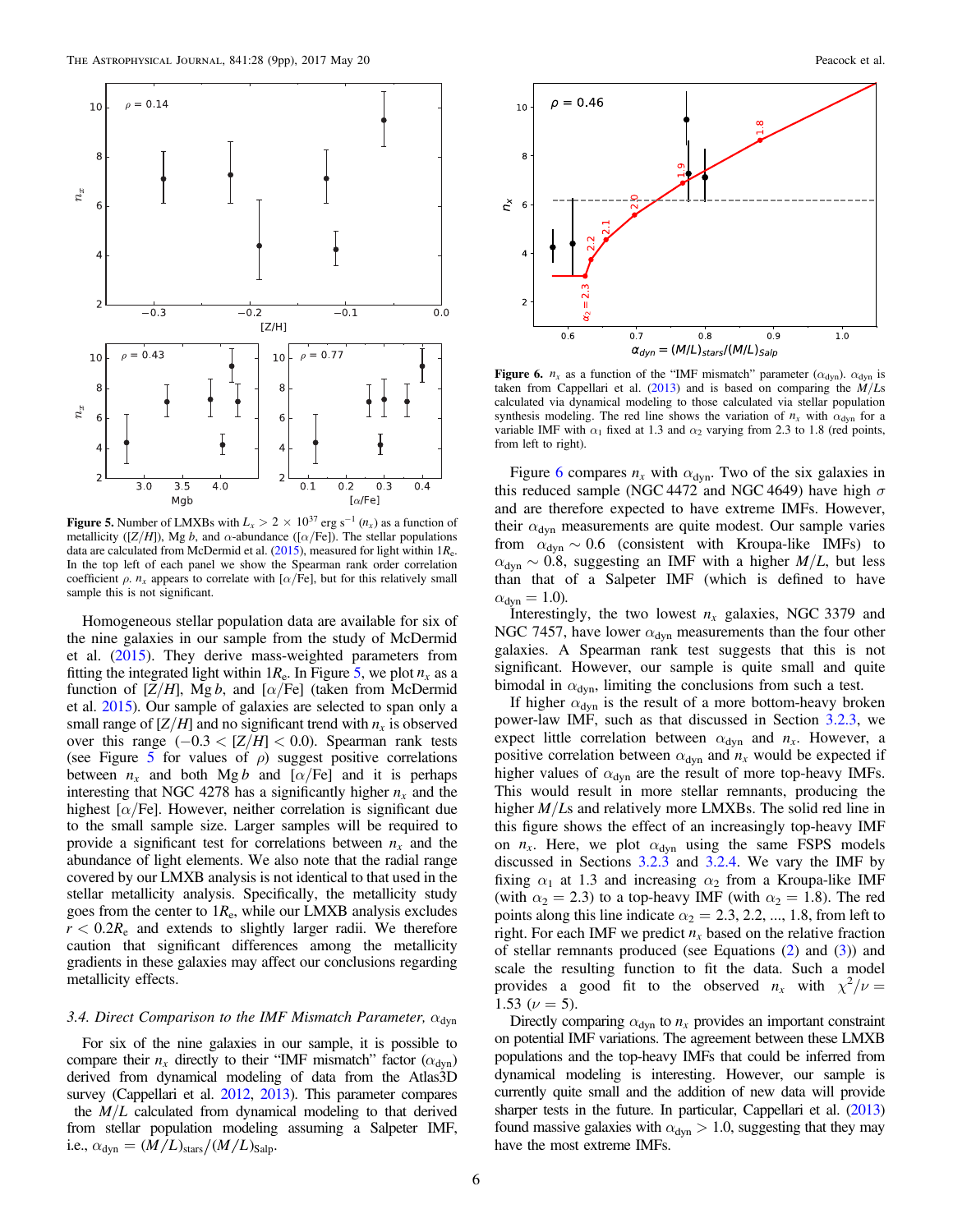**Figure 5.** Number of LMXBs with $L_x > 2 \times 10^{37}$ erg s$^{-1}$ ($n_x$) as a function of metallicity ([$Z/H$]), Mg $b$, and $\alpha$-abundance ([$\alpha$/Fe]). The stellar populations data are calculated from McDermid et al. (2015), measured for light within $1R_e$. In the top left of each panel we show the Spearman rank order correlation coefficient $\rho$. $n_x$ appears to correlate with [$\alpha$/Fe], but for this relatively small sample this is not significant.

Homogeneous stellar population data are available for six of the nine galaxies in our sample from the study of McDermid et al. (2015). They derive mass-weighted parameters from fitting the integrated light within $1R_e$. In Figure 5, we plot $n_x$ as a function of [$Z/H$], Mg $b$, and [$\alpha$/Fe] (taken from McDermid et al. 2015). Our sample of galaxies are selected to span only a small range of [$Z/H$] and no significant trend with $n_x$ is observed over this range ($-0.3 <$ [$Z/H$] $< 0.0$). Spearman rank tests (see Figure 5 for values of $\rho$) suggest positive correlations between $n_x$ and both Mg $b$ and [$\alpha$/Fe] and it is perhaps interesting that NGC 4278 has a significantly higher $n_x$ and the highest [$\alpha$/Fe]. However, neither correlation is significant due to the small sample size. Larger samples will be required to provide a significant test for correlations between $n_x$ and the abundance of light elements. We also note that the radial range covered by our LMXB analysis is not identical to that used in the stellar metallicity analysis. Specifically, the metallicity study goes from the center to $1R_e$, while our LMXB analysis excludes $r < 0.2R_e$ and extends to slightly larger radii. We therefore caution that significant differences among the metallicity gradients in these galaxies may affect our conclusions regarding metallicity effects.

### 3.4. Direct Comparison to the IMF Mismatch Parameter, $\alpha_{\rm dyn}$

For six of the nine galaxies in our sample, it is possible to compare their $n_x$ directly to their "IMF mismatch" factor ($\alpha_{\rm dyn}$) derived from dynamical modeling of data from the Atlas3D survey (Cappellari et al. 2012, 2013). This parameter compares the $M/L$ calculated from dynamical modeling to that derived from stellar population modeling assuming a Salpeter IMF, i.e., $\alpha_{\rm dyn} = (M/L)_{\rm stars}/(M/L)_{\rm Salp}$.

**Figure 6.** $n_x$ as a function of the "IMF mismatch" parameter ($\alpha_{\rm dyn}$). $\alpha_{\rm dyn}$ is taken from Cappellari et al. (2013) and is based on comparing the $M/L$s calculated via dynamical modeling to those calculated via stellar population synthesis modeling. The red line shows the variation of $n_x$ with $\alpha_{\rm dyn}$ for a variable IMF with $\alpha_1$ fixed at 1.3 and $\alpha_2$ varying from 2.3 to 1.8 (red points, from left to right).

Figure 6 compares $n_x$ with $\alpha_{\rm dyn}$. Two of the six galaxies in this reduced sample (NGC 4472 and NGC 4649) have high $\sigma$ and are therefore expected to have extreme IMFs. However, their $\alpha_{\rm dyn}$ measurements are quite modest. Our sample varies from $\alpha_{\rm dyn} \sim 0.6$ (consistent with Kroupa-like IMFs) to $\alpha_{\rm dyn} \sim 0.8$, suggesting an IMF with a higher $M/L$, but less than that of a Salpeter IMF (which is defined to have $\alpha_{\rm dyn} = 1.0$).

Interestingly, the two lowest $n_x$ galaxies, NGC 3379 and NGC 7457, have lower $\alpha_{\rm dyn}$ measurements than the four other galaxies. A Spearman rank test suggests that this is not significant. However, our sample is quite small and quite bimodal in $\alpha_{\rm dyn}$, limiting the conclusions from such a test.

If higher $\alpha_{\rm dyn}$ is the result of a more bottom-heavy broken power-law IMF, such as that discussed in Section 3.2.3, we expect little correlation between $\alpha_{\rm dyn}$ and $n_x$. However, a positive correlation between $\alpha_{\rm dyn}$ and $n_x$ would be expected if higher values of $\alpha_{\rm dyn}$ are the result of more top-heavy IMFs. This would result in more stellar remnants, producing the higher $M/L$s and relatively more LMXBs. The solid red line in this figure shows the effect of an increasingly top-heavy IMF on $n_x$. Here, we plot $\alpha_{\rm dyn}$ using the same FSPS models discussed in Sections 3.2.3 and 3.2.4. We vary the IMF by fixing $\alpha_1$ at 1.3 and increasing $\alpha_2$ from a Kroupa-like IMF (with $\alpha_2 = 2.3$) to a top-heavy IMF (with $\alpha_2 = 1.8$). The red points along this line indicate $\alpha_2 = 2.3$, 2.2, ..., 1.8, from left to right. For each IMF we predict $n_x$ based on the relative fraction of stellar remnants produced (see Equations (2) and (3)) and scale the resulting function to fit the data. Such a model provides a good fit to the observed $n_x$ with $\chi^2/\nu = 1.53$ ($\nu = 5$).

Directly comparing $\alpha_{\rm dyn}$ to $n_x$ provides an important constraint on potential IMF variations. The agreement between these LMXB populations and the top-heavy IMFs that could be inferred from dynamical modeling is interesting. However, our sample is currently quite small and the addition of new data will provide sharper tests in the future. In particular, Cappellari et al. (2013) found massive galaxies with $\alpha_{\rm dyn} > 1.0$, suggesting that they may have the most extreme IMFs.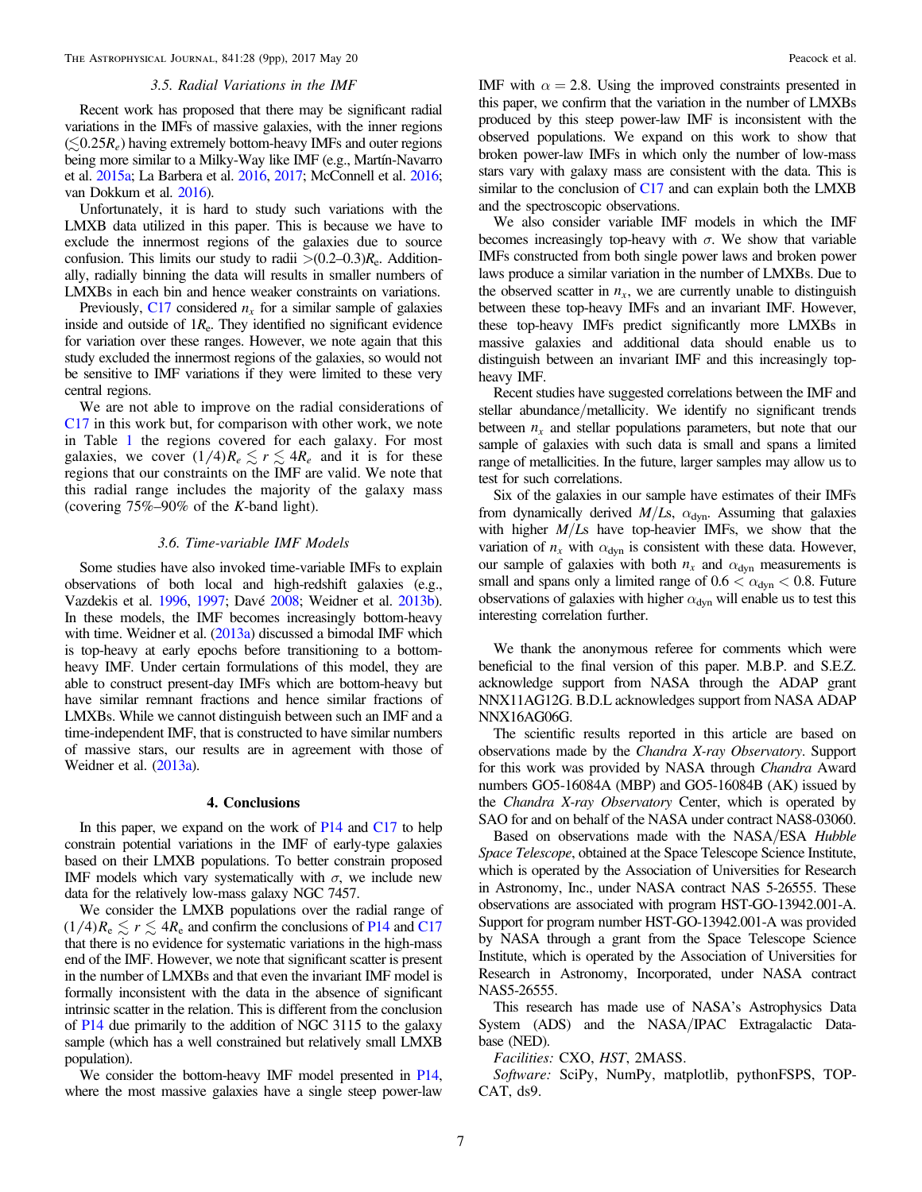### 3.5. Radial Variations in the IMF

Recent work has proposed that there may be significant radial variations in the IMFs of massive galaxies, with the inner regions ($\lesssim 0.25 R_e$) having extremely bottom-heavy IMFs and outer regions being more similar to a Milky-Way like IMF (e.g., Martín-Navarro et al. 2015a; La Barbera et al. 2016, 2017; McConnell et al. 2016; van Dokkum et al. 2016).

Unfortunately, it is hard to study such variations with the LMXB data utilized in this paper. This is because we have to exclude the innermost regions of the galaxies due to source confusion. This limits our study to radii $>(0.2\text{–}0.3)R_e$. Additionally, radially binning the data will results in smaller numbers of LMXBs in each bin and hence weaker constraints on variations.

Previously, C17 considered $n_x$ for a similar sample of galaxies inside and outside of $1R_e$. They identified no significant evidence for variation over these ranges. However, we note again that this study excluded the innermost regions of the galaxies, so would not be sensitive to IMF variations if they were limited to these very central regions.

We are not able to improve on the radial considerations of C17 in this work but, for comparison with other work, we note in Table 1 the regions covered for each galaxy. For most galaxies, we cover $(1/4)R_e \lesssim r \lesssim 4R_e$ and it is for these regions that our constraints on the IMF are valid. We note that this radial range includes the majority of the galaxy mass (covering 75%–90% of the $K$-band light).

### 3.6. Time-variable IMF Models

Some studies have also invoked time-variable IMFs to explain observations of both local and high-redshift galaxies (e.g., Vazdekis et al. 1996, 1997; Davé 2008; Weidner et al. 2013b). In these models, the IMF becomes increasingly bottom-heavy with time. Weidner et al. (2013a) discussed a bimodal IMF which is top-heavy at early epochs before transitioning to a bottom-heavy IMF. Under certain formulations of this model, they are able to construct present-day IMFs which are bottom-heavy but have similar remnant fractions and hence similar fractions of LMXBs. While we cannot distinguish between such an IMF and a time-independent IMF, that is constructed to have similar numbers of massive stars, our results are in agreement with those of Weidner et al. (2013a).

## 4. Conclusions

In this paper, we expand on the work of P14 and C17 to help constrain potential variations in the IMF of early-type galaxies based on their LMXB populations. To better constrain proposed IMF models which vary systematically with $\sigma$, we include new data for the relatively low-mass galaxy NGC 7457.

We consider the LMXB populations over the radial range of $(1/4)R_e \lesssim r \lesssim 4R_e$ and confirm the conclusions of P14 and C17 that there is no evidence for systematic variations in the high-mass end of the IMF. However, we note that significant scatter is present in the number of LMXBs and that even the invariant IMF model is formally inconsistent with the data in the absence of significant intrinsic scatter in the relation. This is different from the conclusion of P14 due primarily to the addition of NGC 3115 to the galaxy sample (which has a well constrained but relatively small LMXB population).

We consider the bottom-heavy IMF model presented in P14, where the most massive galaxies have a single steep power-law IMF with $\alpha = 2.8$. Using the improved constraints presented in this paper, we confirm that the variation in the number of LMXBs produced by this steep power-law IMF is inconsistent with the observed populations. We expand on this work to show that broken power-law IMFs in which only the number of low-mass stars vary with galaxy mass are consistent with the data. This is similar to the conclusion of C17 and can explain both the LMXB and the spectroscopic observations.

We also consider variable IMF models in which the IMF becomes increasingly top-heavy with $\sigma$. We show that variable IMFs constructed from both single power laws and broken power laws produce a similar variation in the number of LMXBs. Due to the observed scatter in $n_x$, we are currently unable to distinguish between these top-heavy IMFs and an invariant IMF. However, these top-heavy IMFs predict significantly more LMXBs in massive galaxies and additional data should enable us to distinguish between an invariant IMF and this increasingly top-heavy IMF.

Recent studies have suggested correlations between the IMF and stellar abundance/metallicity. We identify no significant trends between $n_x$ and stellar populations parameters, but note that our sample of galaxies with such data is small and spans a limited range of metallicities. In the future, larger samples may allow us to test for such correlations.

Six of the galaxies in our sample have estimates of their IMFs from dynamically derived $M/L$s, $\alpha_{\rm dyn}$. Assuming that galaxies with higher $M/L$s have top-heavier IMFs, we show that the variation of $n_x$ with $\alpha_{\rm dyn}$ is consistent with these data. However, our sample of galaxies with both $n_x$ and $\alpha_{\rm dyn}$ measurements is small and spans only a limited range of $0.6 < \alpha_{\rm dyn} < 0.8$. Future observations of galaxies with higher $\alpha_{\rm dyn}$ will enable us to test this interesting correlation further.

We thank the anonymous referee for comments which were beneficial to the final version of this paper. M.B.P. and S.E.Z. acknowledge support from NASA through the ADAP grant NNX11AG12G. B.D.L acknowledges support from NASA ADAP NNX16AG06G.

The scientific results reported in this article are based on observations made by the *Chandra X-ray Observatory*. Support for this work was provided by NASA through *Chandra* Award numbers GO5-16084A (MBP) and GO5-16084B (AK) issued by the *Chandra X-ray Observatory* Center, which is operated by SAO for and on behalf of the NASA under contract NAS8-03060.

Based on observations made with the NASA/ESA *Hubble Space Telescope*, obtained at the Space Telescope Science Institute, which is operated by the Association of Universities for Research in Astronomy, Inc., under NASA contract NAS 5-26555. These observations are associated with program HST-GO-13942.001-A. Support for program number HST-GO-13942.001-A was provided by NASA through a grant from the Space Telescope Science Institute, which is operated by the Association of Universities for Research in Astronomy, Incorporated, under NASA contract NAS5-26555.

This research has made use of NASA's Astrophysics Data System (ADS) and the NASA/IPAC Extragalactic Database (NED).

*Facilities:* CXO, *HST*, 2MASS.

*Software:* SciPy, NumPy, matplotlib, pythonFSPS, TOPCAT, ds9.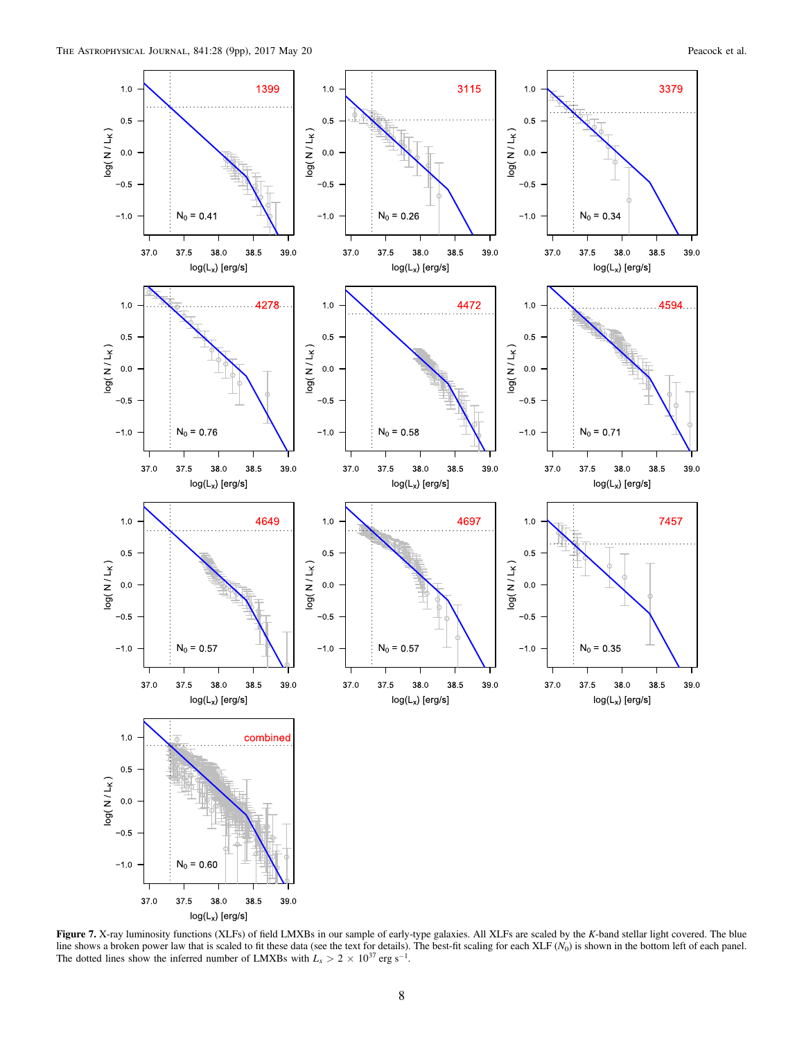**Figure 7.** X-ray luminosity functions (XLFs) of field LMXBs in our sample of early-type galaxies. All XLFs are scaled by the $K$-band stellar light covered. The blue line shows a broken power law that is scaled to fit these data (see the text for details). The best-fit scaling for each XLF ($N_0$) is shown in the bottom left of each panel. The dotted lines show the inferred number of LMXBs with $L_x > 2 \times 10^{37}$ erg s$^{-1}$.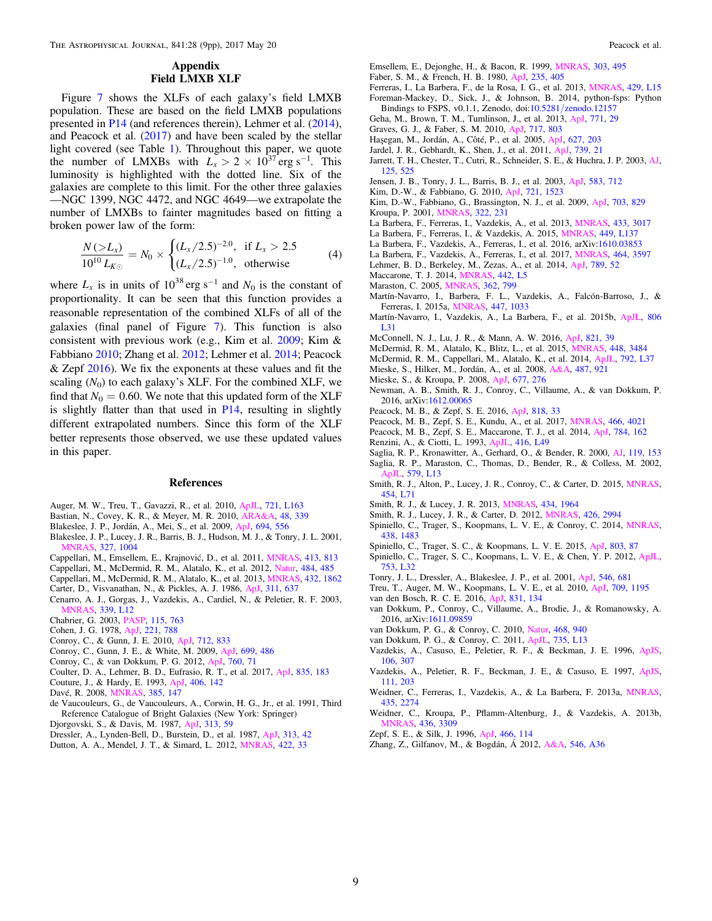# Appendix
# Field LMXB XLF

Figure 7 shows the XLFs of each galaxy's field LMXB population. These are based on the field LMXB populations presented in P14 (and references therein), Lehmer et al. (2014), and Peacock et al. (2017) and have been scaled by the stellar light covered (see Table 1). Throughout this paper, we quote the number of LMXBs with $L_x > 2 \times 10^{37}$ erg s$^{-1}$. This luminosity is highlighted with the dotted line. Six of the galaxies are complete to this limit. For the other three galaxies—NGC 1399, NGC 4472, and NGC 4649—we extrapolate the number of LMXBs to fainter magnitudes based on fitting a broken power law of the form:

$$\frac{N(>L_x)}{10^{10}\,L_{K_\odot}} = N_0 \times \begin{cases} (L_x/2.5)^{-2.0}, & \text{if } L_x > 2.5 \\ (L_x/2.5)^{-1.0}, & \text{otherwise} \end{cases} \tag{4}$$

where $L_x$ is in units of $10^{38}$ erg s$^{-1}$ and $N_0$ is the constant of proportionality. It can be seen that this function provides a reasonable representation of the combined XLFs of all of the galaxies (final panel of Figure 7). This function is also consistent with previous work (e.g., Kim et al. 2009; Kim & Fabbiano 2010; Zhang et al. 2012; Lehmer et al. 2014; Peacock & Zepf 2016). We fix the exponents at these values and fit the scaling ($N_0$) to each galaxy's XLF. For the combined XLF, we find that $N_0 = 0.60$. We note that this updated form of the XLF is slightly flatter than that used in P14, resulting in slightly different extrapolated numbers. Since this form of the XLF better represents those observed, we use these updated values in this paper.

## References

Auger, M. W., Treu, T., Gavazzi, R., et al. 2010, ApJL, 721, L163
Bastian, N., Covey, K. R., & Meyer, M. R. 2010, ARA&A, 48, 339
Blakeslee, J. P., Jordán, A., Mei, S., et al. 2009, ApJ, 694, 556
Blakeslee, J. P., Lucey, J. R., Barris, B. J., Hudson, M. J., & Tonry, J. L. 2001, MNRAS, 327, 1004
Cappellari, M., Emsellem, E., Krajnović, D., et al. 2011, MNRAS, 413, 813
Cappellari, M., McDermid, R. M., Alatalo, K., et al. 2012, Natur, 484, 485
Cappellari, M., McDermid, R. M., Alatalo, K., et al. 2013, MNRAS, 432, 1862
Carter, D., Visvanathan, N., & Pickles, A. J. 1986, ApJ, 311, 637
Cenarro, A. J., Gorgas, J., Vazdekis, A., Cardiel, N., & Peletier, R. F. 2003, MNRAS, 339, L12
Chabrier, G. 2003, PASP, 115, 763
Cohen, J. G. 1978, ApJ, 221, 788
Conroy, C., & Gunn, J. E. 2010, ApJ, 712, 833
Conroy, C., Gunn, J. E., & White, M. 2009, ApJ, 699, 486
Conroy, C., & van Dokkum, P. G. 2012, ApJ, 760, 71
Coulter, D. A., Lehmer, B. D., Eufrasio, R. T., et al. 2017, ApJ, 835, 183
Couture, J., & Hardy, E. 1993, ApJ, 406, 142
Davé, R. 2008, MNRAS, 385, 147
de Vaucouleurs, G., de Vaucouleurs, A., Corwin, H. G., Jr., et al. 1991, Third Reference Catalogue of Bright Galaxies (New York: Springer)
Djorgovski, S., & Davis, M. 1987, ApJ, 313, 59
Dressler, A., Lynden-Bell, D., Burstein, D., et al. 1987, ApJ, 313, 42
Dutton, A. A., Mendel, J. T., & Simard, L. 2012, MNRAS, 422, 33
Emsellem, E., Dejonghe, H., & Bacon, R. 1999, MNRAS, 303, 495
Faber, S. M., & French, H. B. 1980, ApJ, 235, 405
Ferreras, I., La Barbera, F., de la Rosa, I. G., et al. 2013, MNRAS, 429, L15
Foreman-Mackey, D., Sick, J., & Johnson, B. 2014, python-fsps: Python Bindings to FSPS, v0.1.1, Zenodo, doi:10.5281/zenodo.12157
Geha, M., Brown, T. M., Tumlinson, J., et al. 2013, ApJ, 771, 29
Graves, G. J., & Faber, S. M. 2010, ApJ, 717, 803
Haşegan, M., Jordán, A., Côté, P., et al. 2005, ApJ, 627, 203
Jardel, J. R., Gebhardt, K., Shen, J., et al. 2011, ApJ, 739, 21
Jarrett, T. H., Chester, T., Cutri, R., Schneider, S. E., & Huchra, J. P. 2003, AJ, 125, 525
Jensen, J. B., Tonry, J. L., Barris, B. J., et al. 2003, ApJ, 583, 712
Kim, D.-W., & Fabbiano, G. 2010, ApJ, 721, 1523
Kim, D.-W., Fabbiano, G., Brassington, N. J., et al. 2009, ApJ, 703, 829
Kroupa, P. 2001, MNRAS, 322, 231
La Barbera, F., Ferreras, I., Vazdekis, A., et al. 2013, MNRAS, 433, 3017
La Barbera, F., Ferreras, I., & Vazdekis, A. 2015, MNRAS, 449, L137
La Barbera, F., Vazdekis, A., Ferreras, I., et al. 2016, arXiv:1610.03853
La Barbera, F., Vazdekis, A., Ferreras, I., et al. 2017, MNRAS, 464, 3597
Lehmer, B. D., Berkeley, M., Zezas, A., et al. 2014, ApJ, 789, 52
Maccarone, T. J. 2014, MNRAS, 442, L5
Maraston, C. 2005, MNRAS, 362, 799
Martín-Navarro, I., Barbera, F. L., Vazdekis, A., Falcón-Barroso, J., & Ferreras, I. 2015a, MNRAS, 447, 1033
Martín-Navarro, I., Vazdekis, A., La Barbera, F., et al. 2015b, ApJL, 806, L31
McConnell, N. J., Lu, J. R., & Mann, A. W. 2016, ApJ, 821, 39
McDermid, R. M., Alatalo, K., Blitz, L., et al. 2015, MNRAS, 448, 3484
McDermid, R. M., Cappellari, M., Alatalo, K., et al. 2014, ApJL, 792, L37
Mieske, S., Hilker, M., Jordán, A., et al. 2008, A&A, 487, 921
Mieske, S., & Kroupa, P. 2008, ApJ, 677, 276
Newman, A. B., Smith, R. J., Conroy, C., Villaume, A., & van Dokkum, P. 2016, arXiv:1612.00065
Peacock, M. B., & Zepf, S. E. 2016, ApJ, 818, 33
Peacock, M. B., Zepf, S. E., Kundu, A., et al. 2017, MNRAS, 466, 4021
Peacock, M. B., Zepf, S. E., Maccarone, T. J., et al. 2014, ApJ, 784, 162
Renzini, A., & Ciotti, L. 1993, ApJL, 416, L49
Saglia, R. P., Kronawitter, A., Gerhard, O., & Bender, R. 2000, AJ, 119, 153
Saglia, R. P., Maraston, C., Thomas, D., Bender, R., & Colless, M. 2002, ApJL, 579, L13
Smith, R. J., Alton, P., Lucey, J. R., Conroy, C., & Carter, D. 2015, MNRAS, 454, L71
Smith, R. J., & Lucey, J. R. 2013, MNRAS, 434, 1964
Smith, R. J., Lucey, J. R., & Carter, D. 2012, MNRAS, 426, 2994
Spiniello, C., Trager, S., Koopmans, L. V. E., & Conroy, C. 2014, MNRAS, 438, 1483
Spiniello, C., Trager, S. C., & Koopmans, L. V. E. 2015, ApJ, 803, 87
Spiniello, C., Trager, S. C., Koopmans, L. V. E., & Chen, Y. P. 2012, ApJL, 753, L32
Tonry, J. L., Dressler, A., Blakeslee, J. P., et al. 2001, ApJ, 546, 681
Treu, T., Auger, M. W., Koopmans, L. V. E., et al. 2010, ApJ, 709, 1195
van den Bosch, R. C. E. 2016, ApJ, 831, 134
van Dokkum, P., Conroy, C., Villaume, A., Brodie, J., & Romanowsky, A. 2016, arXiv:1611.09859
van Dokkum, P. G., & Conroy, C. 2010, Natur, 468, 940
van Dokkum, P. G., & Conroy, C. 2011, ApJL, 735, L13
Vazdekis, A., Casuso, E., Peletier, R. F., & Beckman, J. E. 1996, ApJS, 106, 307
Vazdekis, A., Peletier, R. F., Beckman, J. E., & Casuso, E. 1997, ApJS, 111, 203
Weidner, C., Ferreras, I., Vazdekis, A., & La Barbera, F. 2013a, MNRAS, 435, 2274
Weidner, C., Kroupa, P., Pflamm-Altenburg, J., & Vazdekis, A. 2013b, MNRAS, 436, 3309
Zepf, S. E., & Silk, J. 1996, ApJ, 466, 114
Zhang, Z., Gilfanov, M., & Bogdán, Á. 2012, A&A, 546, A36